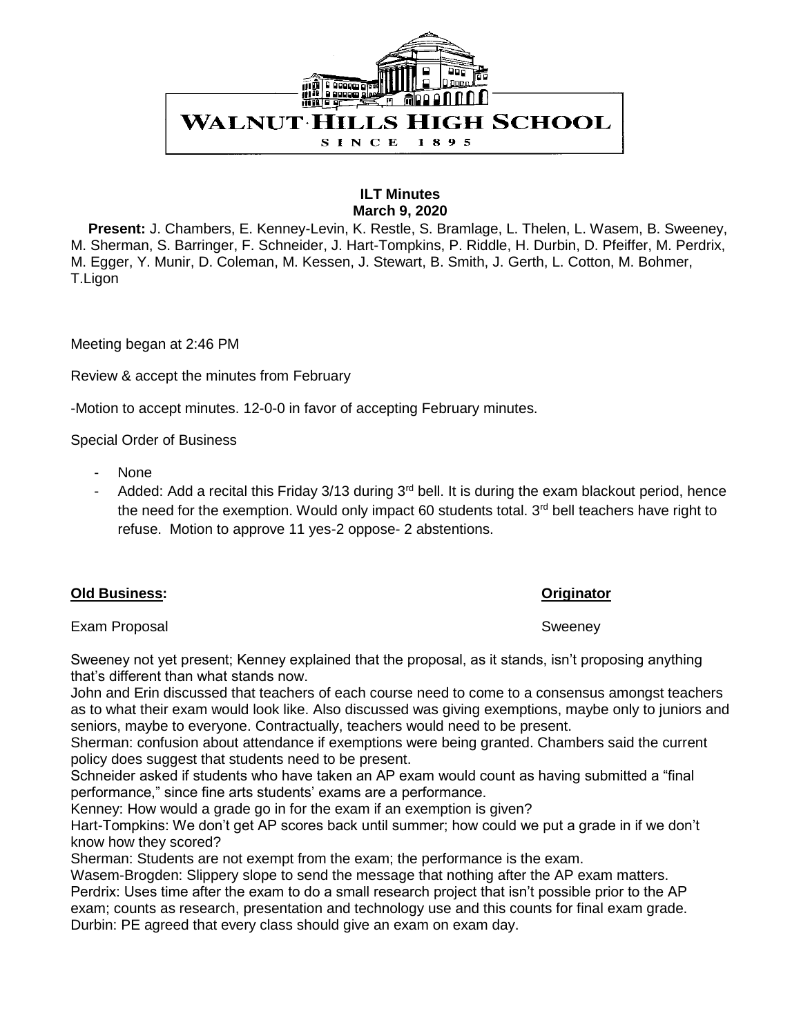WALNUT HILLS HIGH SCHOOL

SINCE 1895

**ILT Minutes**
**March 9, 2020**

**Present:** J. Chambers, E. Kenney-Levin, K. Restle, S. Bramlage, L. Thelen, L. Wasem, B. Sweeney, M. Sherman, S. Barringer, F. Schneider, J. Hart-Tompkins, P. Riddle, H. Durbin, D. Pfeiffer, M. Perdrix, M. Egger, Y. Munir, D. Coleman, M. Kessen, J. Stewart, B. Smith, J. Gerth, L. Cotton, M. Bohmer, T.Ligon

Meeting began at 2:46 PM

Review & accept the minutes from February

-Motion to accept minutes. 12-0-0 in favor of accepting February minutes.

Special Order of Business

- None
- Added: Add a recital this Friday 3/13 during 3rd bell. It is during the exam blackout period, hence the need for the exemption. Would only impact 60 students total. 3rd bell teachers have right to refuse. Motion to approve 11 yes-2 oppose- 2 abstentions.

**Old Business:** **Originator**

Exam Proposal — Sweeney

Sweeney not yet present; Kenney explained that the proposal, as it stands, isn't proposing anything that's different than what stands now.

John and Erin discussed that teachers of each course need to come to a consensus amongst teachers as to what their exam would look like. Also discussed was giving exemptions, maybe only to juniors and seniors, maybe to everyone. Contractually, teachers would need to be present.

Sherman: confusion about attendance if exemptions were being granted. Chambers said the current policy does suggest that students need to be present.

Schneider asked if students who have taken an AP exam would count as having submitted a "final performance," since fine arts students' exams are a performance.

Kenney: How would a grade go in for the exam if an exemption is given?

Hart-Tompkins: We don't get AP scores back until summer; how could we put a grade in if we don't know how they scored?

Sherman: Students are not exempt from the exam; the performance is the exam.

Wasem-Brogden: Slippery slope to send the message that nothing after the AP exam matters.

Perdrix: Uses time after the exam to do a small research project that isn't possible prior to the AP exam; counts as research, presentation and technology use and this counts for final exam grade.

Durbin: PE agreed that every class should give an exam on exam day.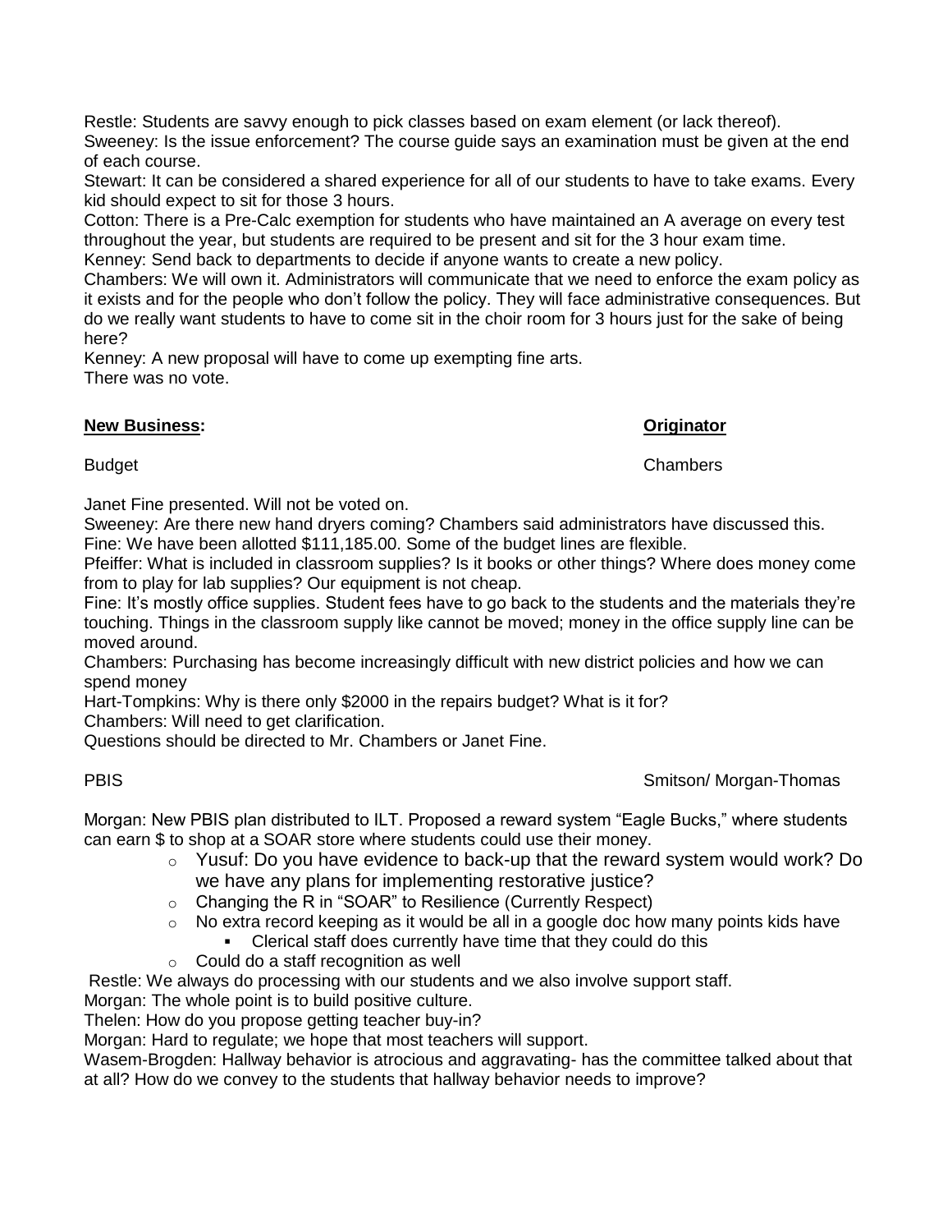Restle: Students are savvy enough to pick classes based on exam element (or lack thereof).
Sweeney: Is the issue enforcement? The course guide says an examination must be given at the end of each course.
Stewart: It can be considered a shared experience for all of our students to have to take exams. Every kid should expect to sit for those 3 hours.
Cotton: There is a Pre-Calc exemption for students who have maintained an A average on every test throughout the year, but students are required to be present and sit for the 3 hour exam time.
Kenney: Send back to departments to decide if anyone wants to create a new policy.
Chambers: We will own it. Administrators will communicate that we need to enforce the exam policy as it exists and for the people who don't follow the policy. They will face administrative consequences. But do we really want students to have to come sit in the choir room for 3 hours just for the sake of being here?
Kenney: A new proposal will have to come up exempting fine arts.
There was no vote.

**New Business:** **Originator**

Budget — Chambers

Janet Fine presented. Will not be voted on.
Sweeney: Are there new hand dryers coming? Chambers said administrators have discussed this.
Fine: We have been allotted $111,185.00. Some of the budget lines are flexible.
Pfeiffer: What is included in classroom supplies? Is it books or other things? Where does money come from to play for lab supplies? Our equipment is not cheap.
Fine: It's mostly office supplies. Student fees have to go back to the students and the materials they're touching. Things in the classroom supply like cannot be moved; money in the office supply line can be moved around.
Chambers: Purchasing has become increasingly difficult with new district policies and how we can spend money
Hart-Tompkins: Why is there only $2000 in the repairs budget? What is it for?
Chambers: Will need to get clarification.
Questions should be directed to Mr. Chambers or Janet Fine.

PBIS — Smitson/ Morgan-Thomas

Morgan: New PBIS plan distributed to ILT. Proposed a reward system "Eagle Bucks," where students can earn $ to shop at a SOAR store where students could use their money.

- Yusuf: Do you have evidence to back-up that the reward system would work? Do we have any plans for implementing restorative justice?
- Changing the R in "SOAR" to Resilience (Currently Respect)
- No extra record keeping as it would be all in a google doc how many points kids have
  - Clerical staff does currently have time that they could do this
- Could do a staff recognition as well

Restle: We always do processing with our students and we also involve support staff.
Morgan: The whole point is to build positive culture.
Thelen: How do you propose getting teacher buy-in?
Morgan: Hard to regulate; we hope that most teachers will support.
Wasem-Brogden: Hallway behavior is atrocious and aggravating- has the committee talked about that at all? How do we convey to the students that hallway behavior needs to improve?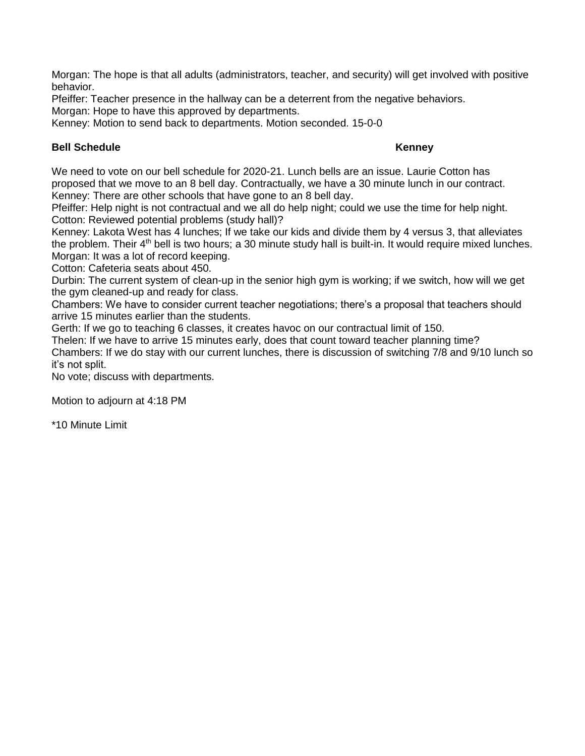Morgan: The hope is that all adults (administrators, teacher, and security) will get involved with positive behavior.
Pfeiffer: Teacher presence in the hallway can be a deterrent from the negative behaviors.
Morgan: Hope to have this approved by departments.
Kenney: Motion to send back to departments. Motion seconded. 15-0-0

**Bell Schedule** **Kenney**

We need to vote on our bell schedule for 2020-21. Lunch bells are an issue. Laurie Cotton has proposed that we move to an 8 bell day. Contractually, we have a 30 minute lunch in our contract.
Kenney: There are other schools that have gone to an 8 bell day.
Pfeiffer: Help night is not contractual and we all do help night; could we use the time for help night.
Cotton: Reviewed potential problems (study hall)?
Kenney: Lakota West has 4 lunches; If we take our kids and divide them by 4 versus 3, that alleviates the problem. Their 4th bell is two hours; a 30 minute study hall is built-in. It would require mixed lunches.
Morgan: It was a lot of record keeping.
Cotton: Cafeteria seats about 450.
Durbin: The current system of clean-up in the senior high gym is working; if we switch, how will we get the gym cleaned-up and ready for class.
Chambers: We have to consider current teacher negotiations; there's a proposal that teachers should arrive 15 minutes earlier than the students.
Gerth: If we go to teaching 6 classes, it creates havoc on our contractual limit of 150.
Thelen: If we have to arrive 15 minutes early, does that count toward teacher planning time?
Chambers: If we do stay with our current lunches, there is discussion of switching 7/8 and 9/10 lunch so it's not split.
No vote; discuss with departments.

Motion to adjourn at 4:18 PM

*10 Minute Limit